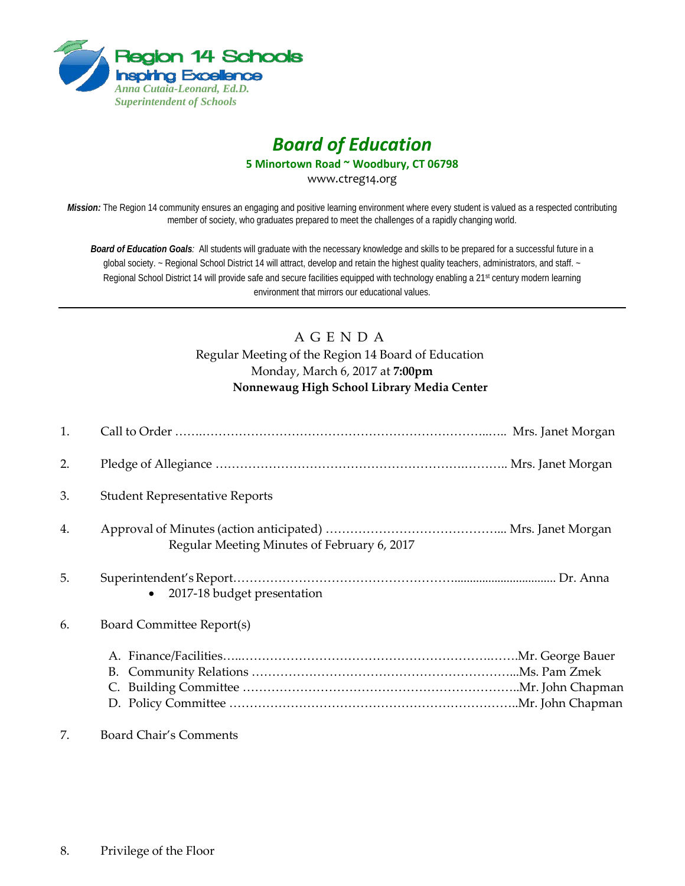Region 14 Schools
Inspiring Excellence
*Anna Cutaia-Leonard, Ed.D.*
*Superintendent of Schools*

# *Board of Education*

**5 Minortown Road ~ Woodbury, CT 06798**
www.ctreg14.org

***Mission:*** The Region 14 community ensures an engaging and positive learning environment where every student is valued as a respected contributing member of society, who graduates prepared to meet the challenges of a rapidly changing world.

***Board of Education Goals****:* All students will graduate with the necessary knowledge and skills to be prepared for a successful future in a global society. ~ Regional School District 14 will attract, develop and retain the highest quality teachers, administrators, and staff. ~ Regional School District 14 will provide safe and secure facilities equipped with technology enabling a 21st century modern learning environment that mirrors our educational values.

---

## A G E N D A

Regular Meeting of the Region 14 Board of Education
Monday, March 6, 2017 at **7:00pm**
**Nonnewaug High School Library Media Center**

1. Call to Order ……………………………………………………………………… Mrs. Janet Morgan
2. Pledge of Allegiance ………………………………………………………………… Mrs. Janet Morgan
3. Student Representative Reports
4. Approval of Minutes (action anticipated) …………………………………… Mrs. Janet Morgan
   Regular Meeting Minutes of February 6, 2017
5. Superintendent's Report……………………………………………………………… Dr. Anna
   - 2017-18 budget presentation
6. Board Committee Report(s)
   A. Finance/Facilities……………………………………………………………Mr. George Bauer
   B. Community Relations ……………………………………………………………Ms. Pam Zmek
   C. Building Committee ……………………………………………………………Mr. John Chapman
   D. Policy Committee ………………………………………………………………Mr. John Chapman
7. Board Chair's Comments
8. Privilege of the Floor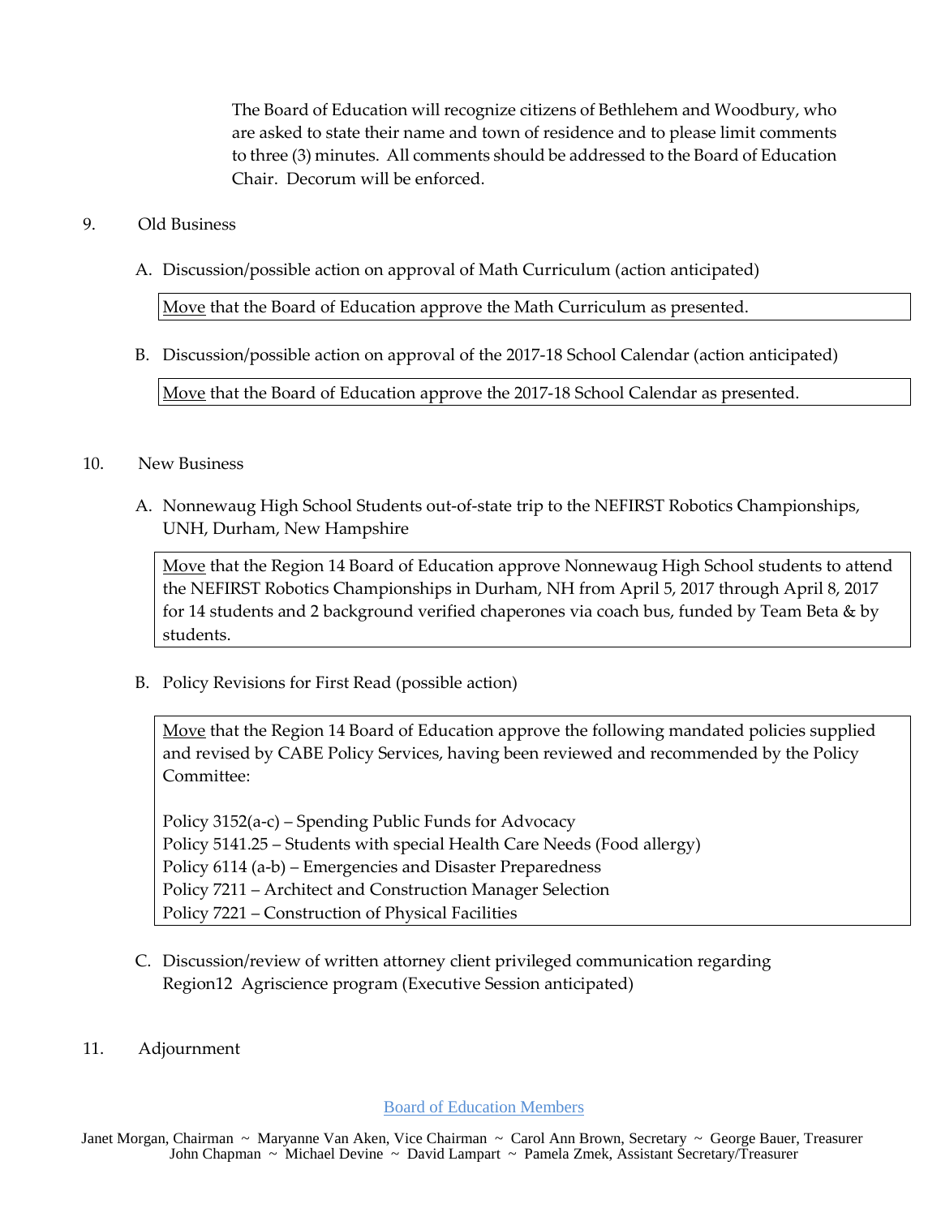The Board of Education will recognize citizens of Bethlehem and Woodbury, who are asked to state their name and town of residence and to please limit comments to three (3) minutes. All comments should be addressed to the Board of Education Chair. Decorum will be enforced.

9. Old Business

   A. Discussion/possible action on approval of Math Curriculum (action anticipated)

      Move that the Board of Education approve the Math Curriculum as presented.

   B. Discussion/possible action on approval of the 2017-18 School Calendar (action anticipated)

      Move that the Board of Education approve the 2017-18 School Calendar as presented.

10. New Business

   A. Nonnewaug High School Students out-of-state trip to the NEFIRST Robotics Championships, UNH, Durham, New Hampshire

      Move that the Region 14 Board of Education approve Nonnewaug High School students to attend the NEFIRST Robotics Championships in Durham, NH from April 5, 2017 through April 8, 2017 for 14 students and 2 background verified chaperones via coach bus, funded by Team Beta & by students.

   B. Policy Revisions for First Read (possible action)

      Move that the Region 14 Board of Education approve the following mandated policies supplied and revised by CABE Policy Services, having been reviewed and recommended by the Policy Committee:

      Policy 3152(a-c) – Spending Public Funds for Advocacy
      Policy 5141.25 – Students with special Health Care Needs (Food allergy)
      Policy 6114 (a-b) – Emergencies and Disaster Preparedness
      Policy 7211 – Architect and Construction Manager Selection
      Policy 7221 – Construction of Physical Facilities

   C. Discussion/review of written attorney client privileged communication regarding Region12 Agriscience program (Executive Session anticipated)

11. Adjournment

Board of Education Members

Janet Morgan, Chairman ~ Maryanne Van Aken, Vice Chairman ~ Carol Ann Brown, Secretary ~ George Bauer, Treasurer
John Chapman ~ Michael Devine ~ David Lampart ~ Pamela Zmek, Assistant Secretary/Treasurer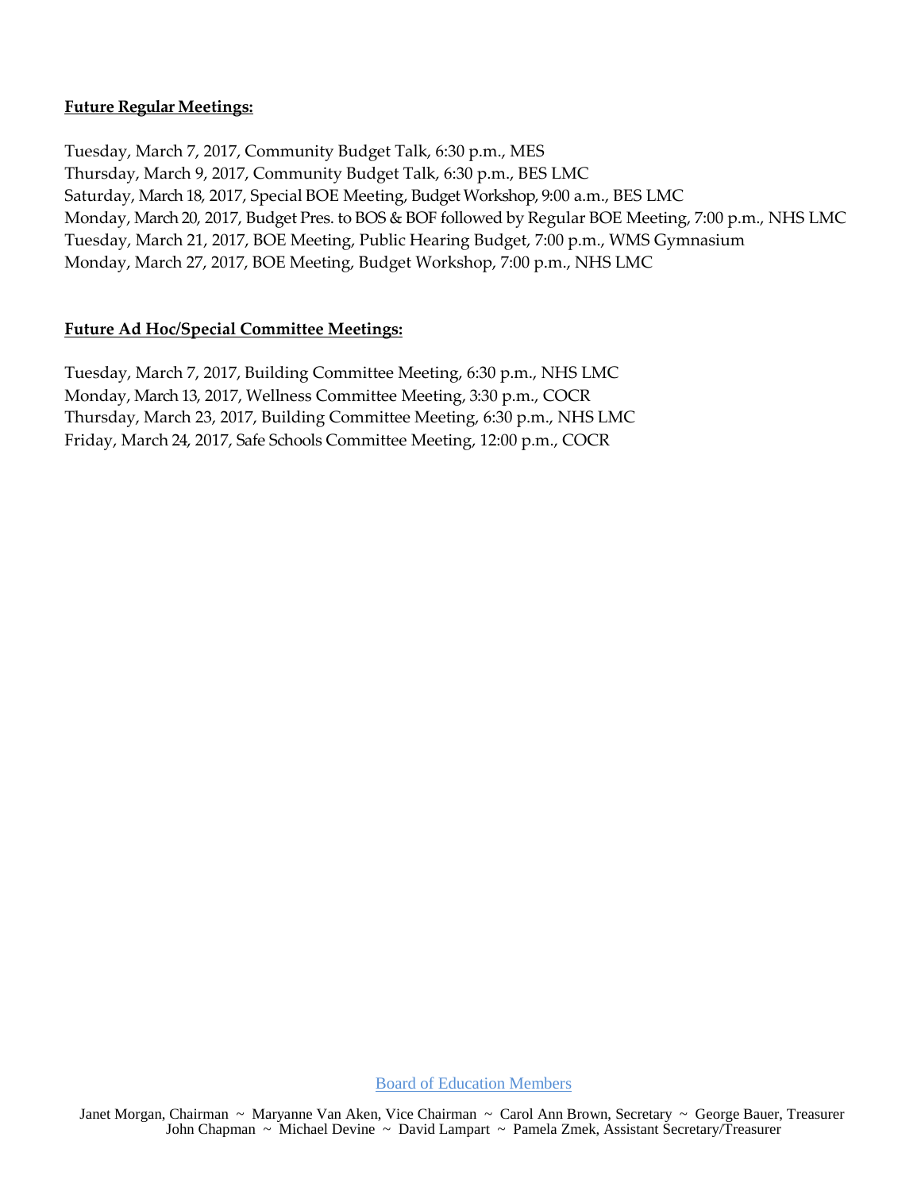**Future Regular Meetings:**

Tuesday, March 7, 2017, Community Budget Talk, 6:30 p.m., MES
Thursday, March 9, 2017, Community Budget Talk, 6:30 p.m., BES LMC
Saturday, March 18, 2017, Special BOE Meeting, Budget Workshop, 9:00 a.m., BES LMC
Monday, March 20, 2017, Budget Pres. to BOS & BOF followed by Regular BOE Meeting, 7:00 p.m., NHS LMC
Tuesday, March 21, 2017, BOE Meeting, Public Hearing Budget, 7:00 p.m., WMS Gymnasium
Monday, March 27, 2017, BOE Meeting, Budget Workshop, 7:00 p.m., NHS LMC

**Future Ad Hoc/Special Committee Meetings:**

Tuesday, March 7, 2017, Building Committee Meeting, 6:30 p.m., NHS LMC
Monday, March 13, 2017, Wellness Committee Meeting, 3:30 p.m., COCR
Thursday, March 23, 2017, Building Committee Meeting, 6:30 p.m., NHS LMC
Friday, March 24, 2017, Safe Schools Committee Meeting, 12:00 p.m., COCR

Board of Education Members

Janet Morgan, Chairman ~ Maryanne Van Aken, Vice Chairman ~ Carol Ann Brown, Secretary ~ George Bauer, Treasurer
John Chapman ~ Michael Devine ~ David Lampart ~ Pamela Zmek, Assistant Secretary/Treasurer